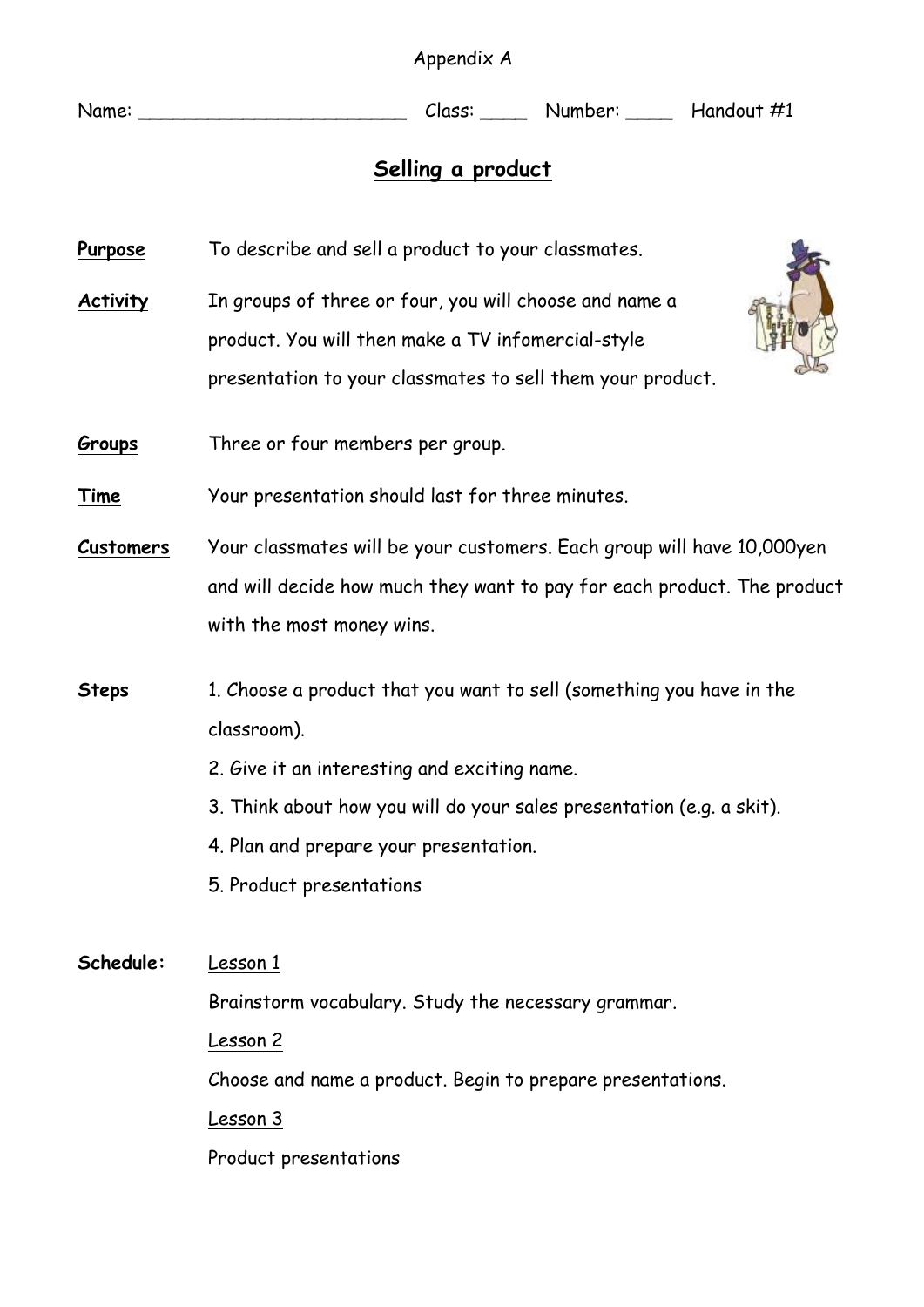Appendix A

Name: ________________________ Class: ____ Number: ____ Handout #1

# Selling a product

**Purpose** To describe and sell a product to your classmates.

**Activity** In groups of three or four, you will choose and name a product. You will then make a TV infomercial-style presentation to your classmates to sell them your product.

**Groups** Three or four members per group.

**Time** Your presentation should last for three minutes.

**Customers** Your classmates will be your customers. Each group will have 10,000yen and will decide how much they want to pay for each product. The product with the most money wins.

**Steps**

1. Choose a product that you want to sell (something you have in the classroom).
2. Give it an interesting and exciting name.
3. Think about how you will do your sales presentation (e.g. a skit).
4. Plan and prepare your presentation.
5. Product presentations

**Schedule:**

Lesson 1

Brainstorm vocabulary. Study the necessary grammar.

Lesson 2

Choose and name a product. Begin to prepare presentations.

Lesson 3

Product presentations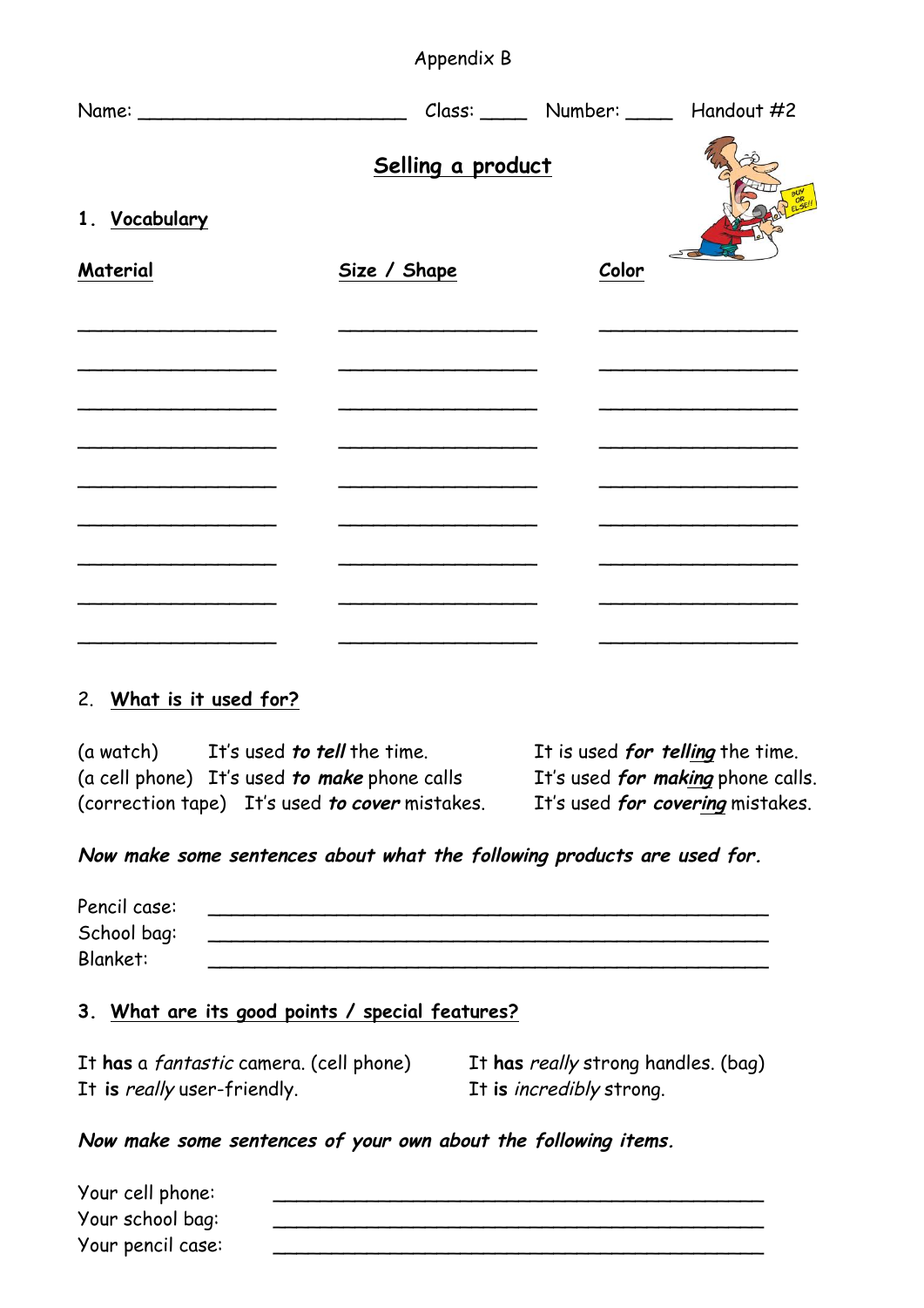Appendix B

Name: ________________________ Class: ____ Number: ____ Handout #2

## Selling a product

### 1. Vocabulary

| Material | Size / Shape | Color |
| --- | --- | --- |
| ________________ | ________________ | ________________ |
| ________________ | ________________ | ________________ |
| ________________ | ________________ | ________________ |
| ________________ | ________________ | ________________ |
| ________________ | ________________ | ________________ |
| ________________ | ________________ | ________________ |
| ________________ | ________________ | ________________ |
| ________________ | ________________ | ________________ |
| ________________ | ________________ | ________________ |

### 2. What is it used for?

(a watch) It's used ***to tell*** the time. It is used ***for telling*** the time.

(a cell phone) It's used ***to make*** phone calls. It's used ***for making*** phone calls.

(correction tape) It's used ***to cover*** mistakes. It's used ***for covering*** mistakes.

***Now make some sentences about what the following products are used for.***

Pencil case: ________________________________________________

School bag: ________________________________________________

Blanket: ________________________________________________

### 3. What are its good points / special features?

It **has** a *fantastic* camera. (cell phone)

It **is** *really* user-friendly.

It **has** *really* strong handles. (bag)

It **is** *incredibly* strong.

***Now make some sentences of your own about the following items.***

Your cell phone: ________________________________________________

Your school bag: ________________________________________________

Your pencil case: ________________________________________________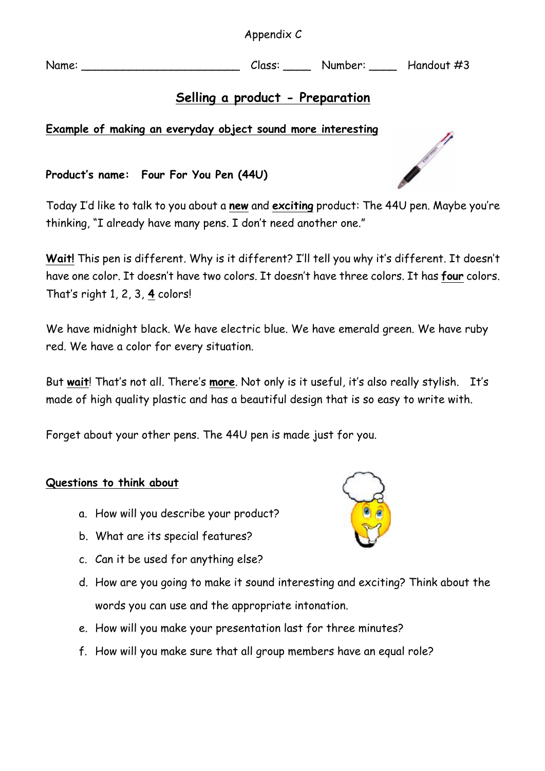Appendix C

Name: ________________________ Class: ____ Number: ____ Handout #3

# Selling a product - Preparation

## Example of making an everyday object sound more interesting

**Product's name: Four For You Pen (44U)**

Today I'd like to talk to you about a **new** and **exciting** product: The 44U pen. Maybe you're thinking, "I already have many pens. I don't need another one."

**Wait!** This pen is different. Why is it different? I'll tell you why it's different. It doesn't have one color. It doesn't have two colors. It doesn't have three colors. It has **four** colors. That's right 1, 2, 3, **4** colors!

We have midnight black. We have electric blue. We have emerald green. We have ruby red. We have a color for every situation.

But **wait**! That's not all. There's **more**. Not only is it useful, it's also really stylish. It's made of high quality plastic and has a beautiful design that is so easy to write with.

Forget about your other pens. The 44U pen is made just for you.

## Questions to think about

a. How will you describe your product?
b. What are its special features?
c. Can it be used for anything else?
d. How are you going to make it sound interesting and exciting? Think about the words you can use and the appropriate intonation.
e. How will you make your presentation last for three minutes?
f. How will you make sure that all group members have an equal role?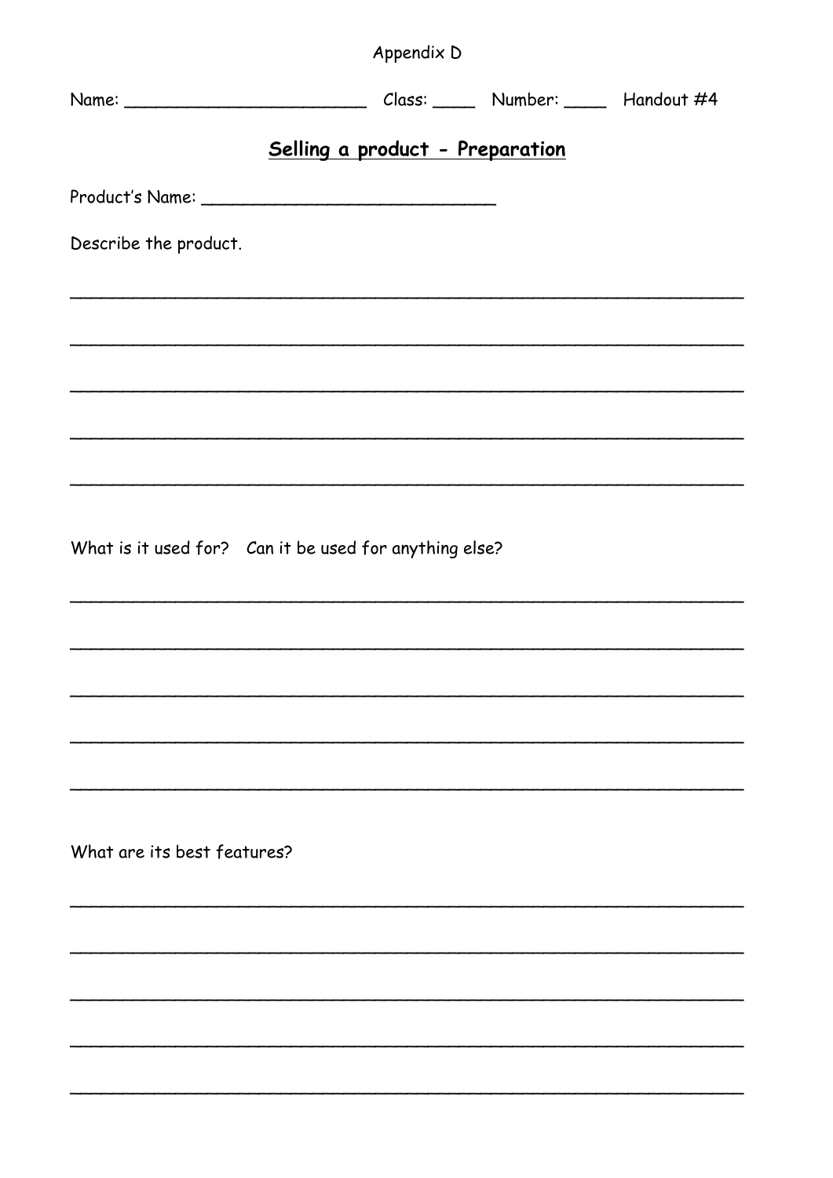Appendix D

Name: ______________________ Class: ____ Number: ____ Handout #4

## Selling a product - Preparation

Product's Name: ____________________________

Describe the product.

______________________________________________________________

______________________________________________________________

______________________________________________________________

______________________________________________________________

______________________________________________________________

What is it used for? Can it be used for anything else?

______________________________________________________________

______________________________________________________________

______________________________________________________________

______________________________________________________________

______________________________________________________________

What are its best features?

______________________________________________________________

______________________________________________________________

______________________________________________________________

______________________________________________________________

______________________________________________________________